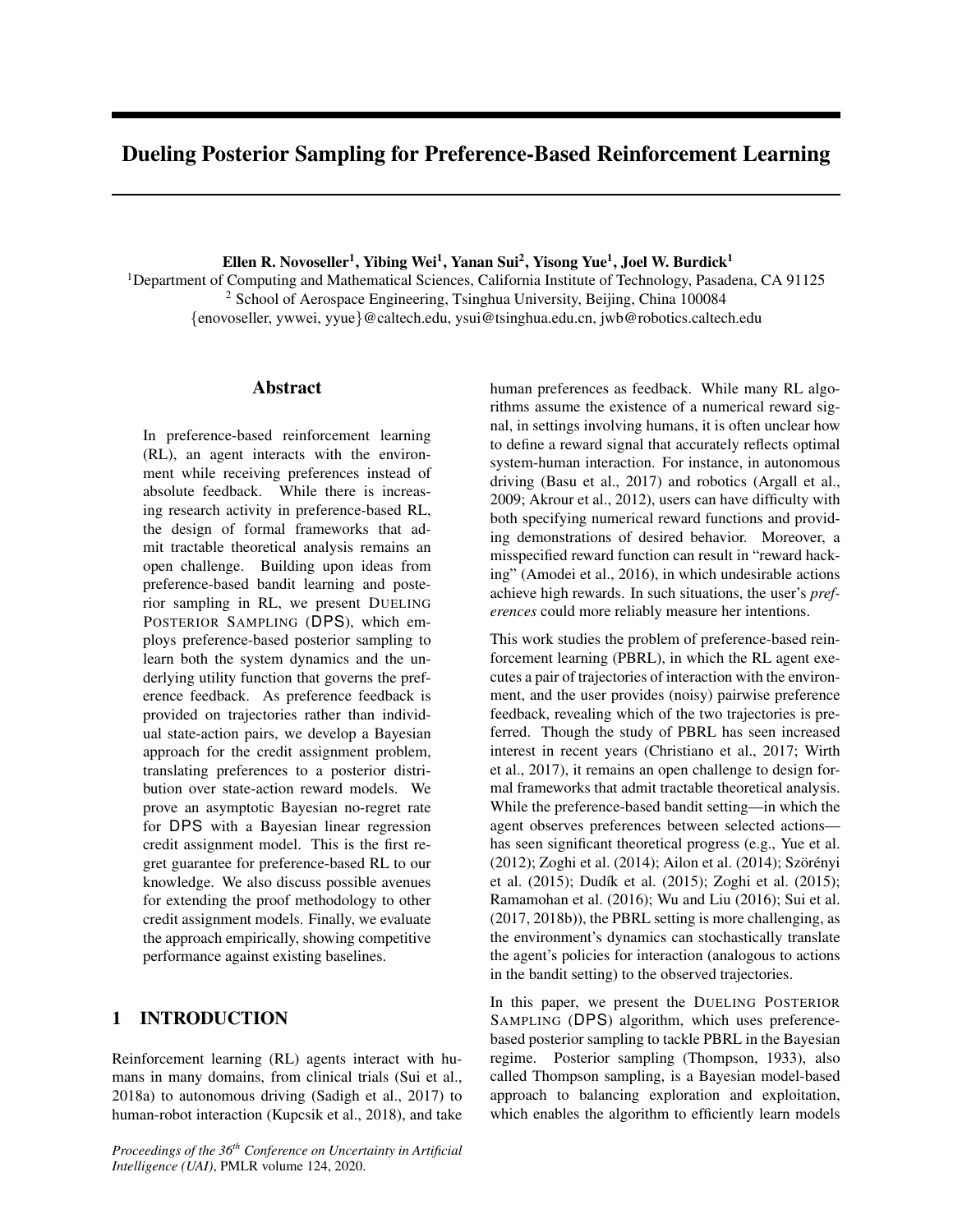# Dueling Posterior Sampling for Preference-Based Reinforcement Learning

**Ellen R. Novoseller[1], Yibing Wei[1], Yanan Sui[2], Yisong Yue[1], Joel W. Burdick[1]**

[1]Department of Computing and Mathematical Sciences, California Institute of Technology, Pasadena, CA 91125
[2] School of Aerospace Engineering, Tsinghua University, Beijing, China 100084
{enovoseller, ywwei, yyue}@caltech.edu, ysui@tsinghua.edu.cn, jwb@robotics.caltech.edu

## Abstract

In preference-based reinforcement learning (RL), an agent interacts with the environment while receiving preferences instead of absolute feedback. While there is increasing research activity in preference-based RL, the design of formal frameworks that admit tractable theoretical analysis remains an open challenge. Building upon ideas from preference-based bandit learning and posterior sampling in RL, we present DUELING POSTERIOR SAMPLING (DPS), which employs preference-based posterior sampling to learn both the system dynamics and the underlying utility function that governs the preference feedback. As preference feedback is provided on trajectories rather than individual state-action pairs, we develop a Bayesian approach for the credit assignment problem, translating preferences to a posterior distribution over state-action reward models. We prove an asymptotic Bayesian no-regret rate for DPS with a Bayesian linear regression credit assignment model. This is the first regret guarantee for preference-based RL to our knowledge. We also discuss possible avenues for extending the proof methodology to other credit assignment models. Finally, we evaluate the approach empirically, showing competitive performance against existing baselines.

## 1 INTRODUCTION

Reinforcement learning (RL) agents interact with humans in many domains, from clinical trials (Sui et al., 2018a) to autonomous driving (Sadigh et al., 2017) to human-robot interaction (Kupcsik et al., 2018), and take human preferences as feedback. While many RL algorithms assume the existence of a numerical reward signal, in settings involving humans, it is often unclear how to define a reward signal that accurately reflects optimal system-human interaction. For instance, in autonomous driving (Basu et al., 2017) and robotics (Argall et al., 2009; Akrour et al., 2012), users can have difficulty with both specifying numerical reward functions and providing demonstrations of desired behavior. Moreover, a misspecified reward function can result in "reward hacking" (Amodei et al., 2016), in which undesirable actions achieve high rewards. In such situations, the user's *preferences* could more reliably measure her intentions.

This work studies the problem of preference-based reinforcement learning (PBRL), in which the RL agent executes a pair of trajectories of interaction with the environment, and the user provides (noisy) pairwise preference feedback, revealing which of the two trajectories is preferred. Though the study of PBRL has seen increased interest in recent years (Christiano et al., 2017; Wirth et al., 2017), it remains an open challenge to design formal frameworks that admit tractable theoretical analysis. While the preference-based bandit setting—in which the agent observes preferences between selected actions—has seen significant theoretical progress (e.g., Yue et al. (2012); Zoghi et al. (2014); Ailon et al. (2014); Szörényi et al. (2015); Dudík et al. (2015); Zoghi et al. (2015); Ramamohan et al. (2016); Wu and Liu (2016); Sui et al. (2017, 2018b)), the PBRL setting is more challenging, as the environment's dynamics can stochastically translate the agent's policies for interaction (analogous to actions in the bandit setting) to the observed trajectories.

In this paper, we present the DUELING POSTERIOR SAMPLING (DPS) algorithm, which uses preference-based posterior sampling to tackle PBRL in the Bayesian regime. Posterior sampling (Thompson, 1933), also called Thompson sampling, is a Bayesian model-based approach to balancing exploration and exploitation, which enables the algorithm to efficiently learn models

*Proceedings of the 36th Conference on Uncertainty in Artificial Intelligence (UAI)*, PMLR volume 124, 2020.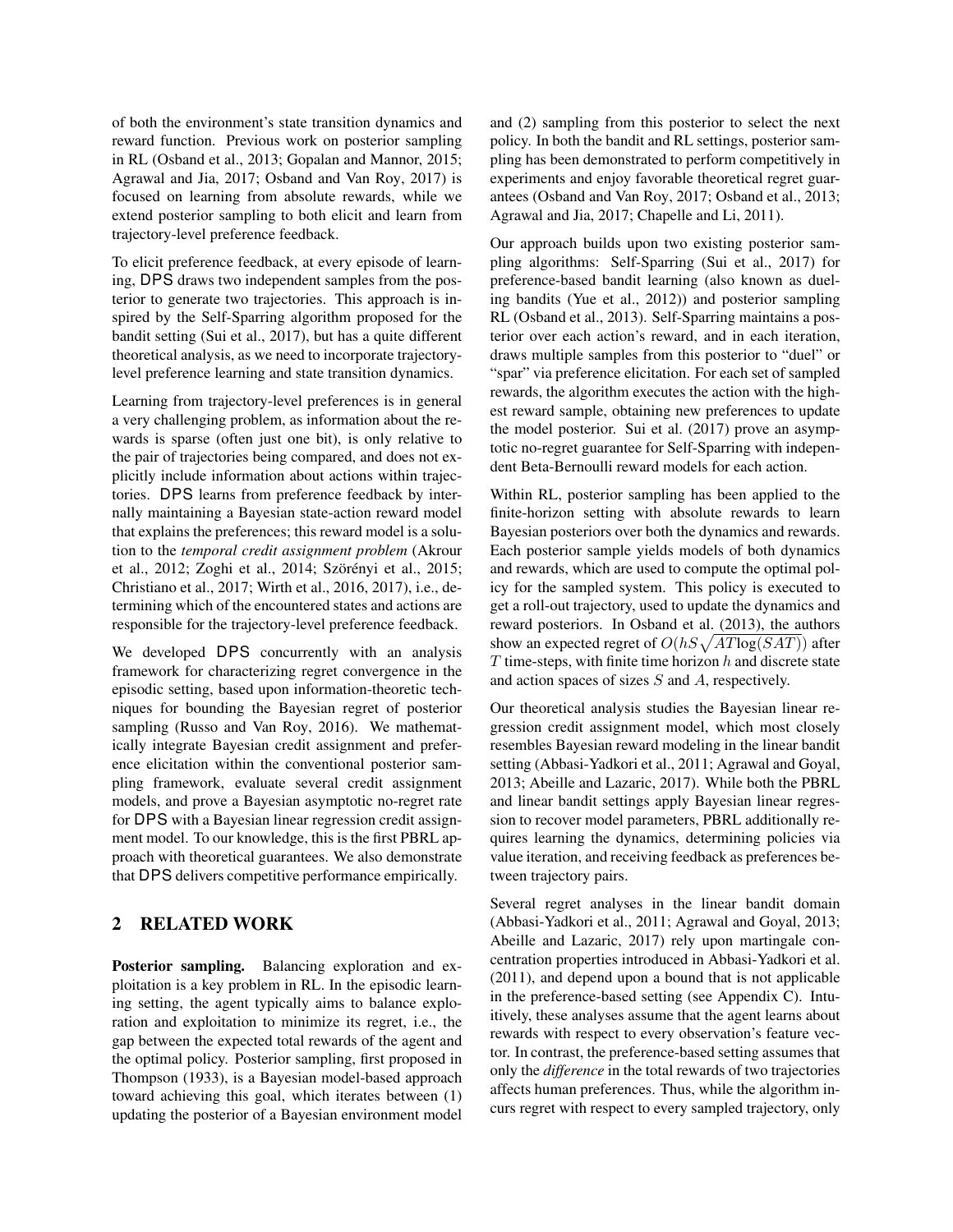of both the environment's state transition dynamics and reward function. Previous work on posterior sampling in RL (Osband et al., 2013; Gopalan and Mannor, 2015; Agrawal and Jia, 2017; Osband and Van Roy, 2017) is focused on learning from absolute rewards, while we extend posterior sampling to both elicit and learn from trajectory-level preference feedback.

To elicit preference feedback, at every episode of learning, DPS draws two independent samples from the posterior to generate two trajectories. This approach is inspired by the Self-Sparring algorithm proposed for the bandit setting (Sui et al., 2017), but has a quite different theoretical analysis, as we need to incorporate trajectory-level preference learning and state transition dynamics.

Learning from trajectory-level preferences is in general a very challenging problem, as information about the rewards is sparse (often just one bit), is only relative to the pair of trajectories being compared, and does not explicitly include information about actions within trajectories. DPS learns from preference feedback by internally maintaining a Bayesian state-action reward model that explains the preferences; this reward model is a solution to the *temporal credit assignment problem* (Akrour et al., 2012; Zoghi et al., 2014; Szörényi et al., 2015; Christiano et al., 2017; Wirth et al., 2016, 2017), i.e., determining which of the encountered states and actions are responsible for the trajectory-level preference feedback.

We developed DPS concurrently with an analysis framework for characterizing regret convergence in the episodic setting, based upon information-theoretic techniques for bounding the Bayesian regret of posterior sampling (Russo and Van Roy, 2016). We mathematically integrate Bayesian credit assignment and preference elicitation within the conventional posterior sampling framework, evaluate several credit assignment models, and prove a Bayesian asymptotic no-regret rate for DPS with a Bayesian linear regression credit assignment model. To our knowledge, this is the first PBRL approach with theoretical guarantees. We also demonstrate that DPS delivers competitive performance empirically.

## 2 RELATED WORK

**Posterior sampling.** Balancing exploration and exploitation is a key problem in RL. In the episodic learning setting, the agent typically aims to balance exploration and exploitation to minimize its regret, i.e., the gap between the expected total rewards of the agent and the optimal policy. Posterior sampling, first proposed in Thompson (1933), is a Bayesian model-based approach toward achieving this goal, which iterates between (1) updating the posterior of a Bayesian environment model and (2) sampling from this posterior to select the next policy. In both the bandit and RL settings, posterior sampling has been demonstrated to perform competitively in experiments and enjoy favorable theoretical regret guarantees (Osband and Van Roy, 2017; Osband et al., 2013; Agrawal and Jia, 2017; Chapelle and Li, 2011).

Our approach builds upon two existing posterior sampling algorithms: Self-Sparring (Sui et al., 2017) for preference-based bandit learning (also known as dueling bandits (Yue et al., 2012)) and posterior sampling RL (Osband et al., 2013). Self-Sparring maintains a posterior over each action's reward, and in each iteration, draws multiple samples from this posterior to "duel" or "spar" via preference elicitation. For each set of sampled rewards, the algorithm executes the action with the highest reward sample, obtaining new preferences to update the model posterior. Sui et al. (2017) prove an asymptotic no-regret guarantee for Self-Sparring with independent Beta-Bernoulli reward models for each action.

Within RL, posterior sampling has been applied to the finite-horizon setting with absolute rewards to learn Bayesian posteriors over both the dynamics and rewards. Each posterior sample yields models of both dynamics and rewards, which are used to compute the optimal policy for the sampled system. This policy is executed to get a roll-out trajectory, used to update the dynamics and reward posteriors. In Osband et al. (2013), the authors show an expected regret of $O(hS\sqrt{AT\log(SAT)})$ after $T$ time-steps, with finite time horizon $h$ and discrete state and action spaces of sizes $S$ and $A$, respectively.

Our theoretical analysis studies the Bayesian linear regression credit assignment model, which most closely resembles Bayesian reward modeling in the linear bandit setting (Abbasi-Yadkori et al., 2011; Agrawal and Goyal, 2013; Abeille and Lazaric, 2017). While both the PBRL and linear bandit settings apply Bayesian linear regression to recover model parameters, PBRL additionally requires learning the dynamics, determining policies via value iteration, and receiving feedback as preferences between trajectory pairs.

Several regret analyses in the linear bandit domain (Abbasi-Yadkori et al., 2011; Agrawal and Goyal, 2013; Abeille and Lazaric, 2017) rely upon martingale concentration properties introduced in Abbasi-Yadkori et al. (2011), and depend upon a bound that is not applicable in the preference-based setting (see Appendix C). Intuitively, these analyses assume that the agent learns about rewards with respect to every observation's feature vector. In contrast, the preference-based setting assumes that only the *difference* in the total rewards of two trajectories affects human preferences. Thus, while the algorithm incurs regret with respect to every sampled trajectory, only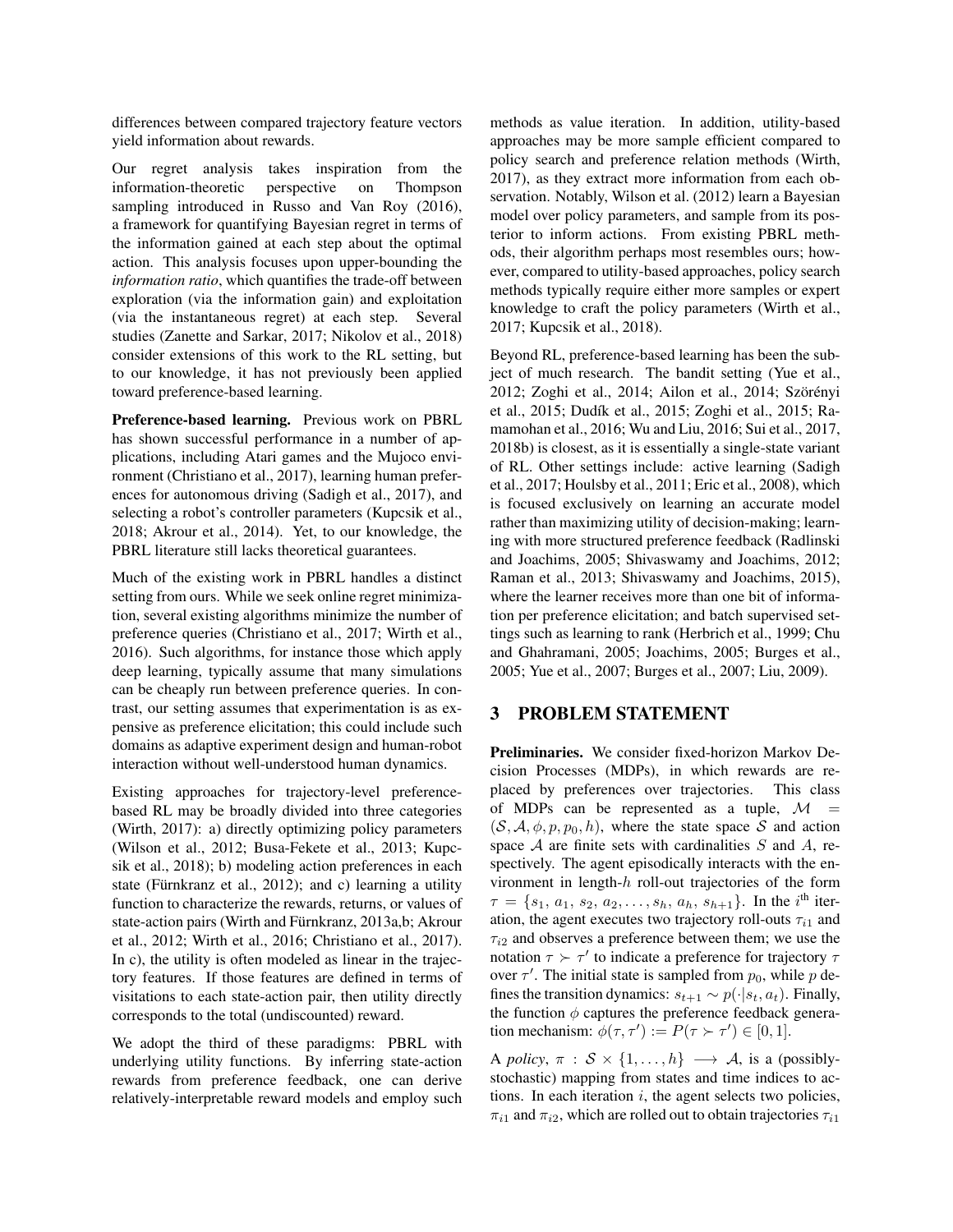differences between compared trajectory feature vectors yield information about rewards.

Our regret analysis takes inspiration from the information-theoretic perspective on Thompson sampling introduced in Russo and Van Roy (2016), a framework for quantifying Bayesian regret in terms of the information gained at each step about the optimal action. This analysis focuses upon upper-bounding the *information ratio*, which quantifies the trade-off between exploration (via the information gain) and exploitation (via the instantaneous regret) at each step. Several studies (Zanette and Sarkar, 2017; Nikolov et al., 2018) consider extensions of this work to the RL setting, but to our knowledge, it has not previously been applied toward preference-based learning.

**Preference-based learning.** Previous work on PBRL has shown successful performance in a number of applications, including Atari games and the Mujoco environment (Christiano et al., 2017), learning human preferences for autonomous driving (Sadigh et al., 2017), and selecting a robot's controller parameters (Kupcsik et al., 2018; Akrour et al., 2014). Yet, to our knowledge, the PBRL literature still lacks theoretical guarantees.

Much of the existing work in PBRL handles a distinct setting from ours. While we seek online regret minimization, several existing algorithms minimize the number of preference queries (Christiano et al., 2017; Wirth et al., 2016). Such algorithms, for instance those which apply deep learning, typically assume that many simulations can be cheaply run between preference queries. In contrast, our setting assumes that experimentation is as expensive as preference elicitation; this could include such domains as adaptive experiment design and human-robot interaction without well-understood human dynamics.

Existing approaches for trajectory-level preference-based RL may be broadly divided into three categories (Wirth, 2017): a) directly optimizing policy parameters (Wilson et al., 2012; Busa-Fekete et al., 2013; Kupcsik et al., 2018); b) modeling action preferences in each state (Fürnkranz et al., 2012); and c) learning a utility function to characterize the rewards, returns, or values of state-action pairs (Wirth and Fürnkranz, 2013a,b; Akrour et al., 2012; Wirth et al., 2016; Christiano et al., 2017). In c), the utility is often modeled as linear in the trajectory features. If those features are defined in terms of visitations to each state-action pair, then utility directly corresponds to the total (undiscounted) reward.

We adopt the third of these paradigms: PBRL with underlying utility functions. By inferring state-action rewards from preference feedback, one can derive relatively-interpretable reward models and employ such methods as value iteration. In addition, utility-based approaches may be more sample efficient compared to policy search and preference relation methods (Wirth, 2017), as they extract more information from each observation. Notably, Wilson et al. (2012) learn a Bayesian model over policy parameters, and sample from its posterior to inform actions. From existing PBRL methods, their algorithm perhaps most resembles ours; however, compared to utility-based approaches, policy search methods typically require either more samples or expert knowledge to craft the policy parameters (Wirth et al., 2017; Kupcsik et al., 2018).

Beyond RL, preference-based learning has been the subject of much research. The bandit setting (Yue et al., 2012; Zoghi et al., 2014; Ailon et al., 2014; Szörényi et al., 2015; Dudík et al., 2015; Zoghi et al., 2015; Ramamohan et al., 2016; Wu and Liu, 2016; Sui et al., 2017, 2018b) is closest, as it is essentially a single-state variant of RL. Other settings include: active learning (Sadigh et al., 2017; Houlsby et al., 2011; Eric et al., 2008), which is focused exclusively on learning an accurate model rather than maximizing utility of decision-making; learning with more structured preference feedback (Radlinski and Joachims, 2005; Shivaswamy and Joachims, 2012; Raman et al., 2013; Shivaswamy and Joachims, 2015), where the learner receives more than one bit of information per preference elicitation; and batch supervised settings such as learning to rank (Herbrich et al., 1999; Chu and Ghahramani, 2005; Joachims, 2005; Burges et al., 2005; Yue et al., 2007; Burges et al., 2007; Liu, 2009).

## 3 PROBLEM STATEMENT

**Preliminaries.** We consider fixed-horizon Markov Decision Processes (MDPs), in which rewards are replaced by preferences over trajectories. This class of MDPs can be represented as a tuple, $\mathcal{M} = (\mathcal{S}, \mathcal{A}, \phi, p, p_0, h)$, where the state space $\mathcal{S}$ and action space $\mathcal{A}$ are finite sets with cardinalities $S$ and $A$, respectively. The agent episodically interacts with the environment in length-$h$ roll-out trajectories of the form $\tau = \{s_1, a_1, s_2, a_2, \ldots, s_h, a_h, s_{h+1}\}$. In the $i^{\text{th}}$ iteration, the agent executes two trajectory roll-outs $\tau_{i1}$ and $\tau_{i2}$ and observes a preference between them; we use the notation $\tau \succ \tau'$ to indicate a preference for trajectory $\tau$ over $\tau'$. The initial state is sampled from $p_0$, while $p$ defines the transition dynamics: $s_{t+1} \sim p(\cdot|s_t, a_t)$. Finally, the function $\phi$ captures the preference feedback generation mechanism: $\phi(\tau, \tau') := P(\tau \succ \tau') \in [0, 1]$.

A *policy*, $\pi : \mathcal{S} \times \{1, \ldots, h\} \longrightarrow \mathcal{A}$, is a (possibly-stochastic) mapping from states and time indices to actions. In each iteration $i$, the agent selects two policies, $\pi_{i1}$ and $\pi_{i2}$, which are rolled out to obtain trajectories $\tau_{i1}$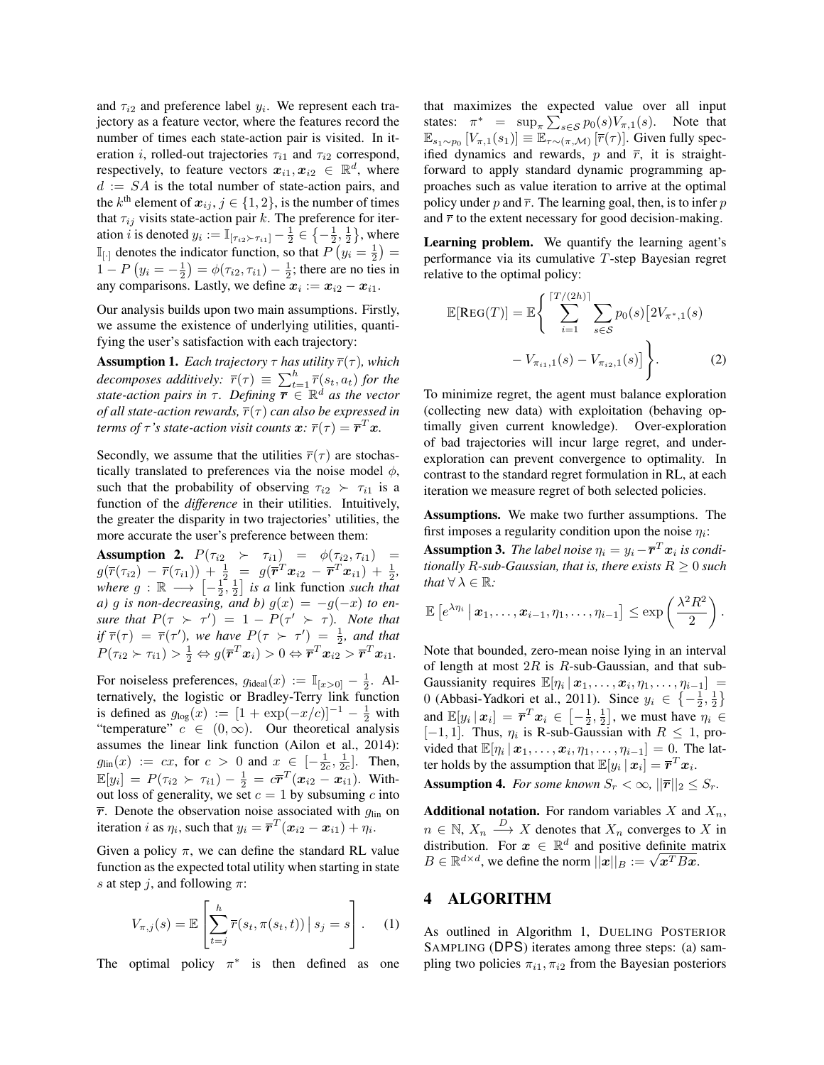and $\tau_{i2}$ and preference label $y_i$. We represent each trajectory as a feature vector, where the features record the number of times each state-action pair is visited. In iteration $i$, rolled-out trajectories $\tau_{i1}$ and $\tau_{i2}$ correspond, respectively, to feature vectors $\boldsymbol{x}_{i1}, \boldsymbol{x}_{i2} \in \mathbb{R}^d$, where $d := SA$ is the total number of state-action pairs, and the $k^{\text{th}}$ element of $\boldsymbol{x}_{ij}$, $j \in \{1, 2\}$, is the number of times that $\tau_{ij}$ visits state-action pair $k$. The preference for iteration $i$ is denoted $y_i := \mathbb{I}_{[\tau_{i2} \succ \tau_{i1}]} - \frac{1}{2} \in \left\{-\frac{1}{2}, \frac{1}{2}\right\}$, where $\mathbb{I}_{[\cdot]}$ denotes the indicator function, so that $P\left(y_i = \frac{1}{2}\right) = 1 - P\left(y_i = -\frac{1}{2}\right) = \phi(\tau_{i2}, \tau_{i1}) - \frac{1}{2}$; there are no ties in any comparisons. Lastly, we define $\boldsymbol{x}_i := \boldsymbol{x}_{i2} - \boldsymbol{x}_{i1}$.

Our analysis builds upon two main assumptions. Firstly, we assume the existence of underlying utilities, quantifying the user's satisfaction with each trajectory:

**Assumption 1.** *Each trajectory $\tau$ has utility $\overline{r}(\tau)$, which decomposes additively: $\overline{r}(\tau) \equiv \sum_{t=1}^{h} \overline{r}(s_t, a_t)$ for the state-action pairs in $\tau$. Defining $\overline{\boldsymbol{r}} \in \mathbb{R}^d$ as the vector of all state-action rewards, $\overline{r}(\tau)$ can also be expressed in terms of $\tau$'s state-action visit counts $\boldsymbol{x}$: $\overline{r}(\tau) = \overline{\boldsymbol{r}}^T \boldsymbol{x}$.*

Secondly, we assume that the utilities $\overline{r}(\tau)$ are stochastically translated to preferences via the noise model $\phi$, such that the probability of observing $\tau_{i2} \succ \tau_{i1}$ is a function of the *difference* in their utilities. Intuitively, the greater the disparity in two trajectories' utilities, the more accurate the user's preference between them:

**Assumption 2.** $P(\tau_{i2} \succ \tau_{i1}) = \phi(\tau_{i2}, \tau_{i1}) = g(\overline{r}(\tau_{i2}) - \overline{r}(\tau_{i1})) + \frac{1}{2} = g(\overline{\boldsymbol{r}}^T \boldsymbol{x}_{i2} - \overline{\boldsymbol{r}}^T \boldsymbol{x}_{i1}) + \frac{1}{2}$, *where $g : \mathbb{R} \longrightarrow \left[-\frac{1}{2}, \frac{1}{2}\right]$ is a* link function *such that a) $g$ is non-decreasing, and b) $g(x) = -g(-x)$ to ensure that $P(\tau \succ \tau') = 1 - P(\tau' \succ \tau)$. Note that if $\overline{r}(\tau) = \overline{r}(\tau')$, we have $P(\tau \succ \tau') = \frac{1}{2}$, and that $P(\tau_{i2} \succ \tau_{i1}) > \frac{1}{2} \Leftrightarrow g(\overline{\boldsymbol{r}}^T \boldsymbol{x}_i) > 0 \Leftrightarrow \overline{\boldsymbol{r}}^T \boldsymbol{x}_{i2} > \overline{\boldsymbol{r}}^T \boldsymbol{x}_{i1}$.*

For noiseless preferences, $g_{\text{ideal}}(x) := \mathbb{I}_{[x>0]} - \frac{1}{2}$. Alternatively, the logistic or Bradley-Terry link function is defined as $g_{\log}(x) := [1 + \exp(-x/c)]^{-1} - \frac{1}{2}$ with "temperature" $c \in (0, \infty)$. Our theoretical analysis assumes the linear link function (Ailon et al., 2014): $g_{\text{lin}}(x) := cx$, for $c > 0$ and $x \in [-\frac{1}{2c}, \frac{1}{2c}]$. Then, $\mathbb{E}[y_i] = P(\tau_{i2} \succ \tau_{i1}) - \frac{1}{2} = c\overline{\boldsymbol{r}}^T(\boldsymbol{x}_{i2} - \boldsymbol{x}_{i1})$. Without loss of generality, we set $c = 1$ by subsuming $c$ into $\overline{\boldsymbol{r}}$. Denote the observation noise associated with $g_{\text{lin}}$ on iteration $i$ as $\eta_i$, such that $y_i = \overline{\boldsymbol{r}}^T(\boldsymbol{x}_{i2} - \boldsymbol{x}_{i1}) + \eta_i$.

Given a policy $\pi$, we can define the standard RL value function as the expected total utility when starting in state $s$ at step $j$, and following $\pi$:

$$V_{\pi,j}(s) = \mathbb{E}\left[\sum_{t=j}^{h} \overline{r}(s_t, \pi(s_t, t)) \,\Big|\, s_j = s\right]. \tag{1}$$

The optimal policy $\pi^*$ is then defined as one that maximizes the expected value over all input states: $\pi^* = \sup_\pi \sum_{s \in \mathcal{S}} p_0(s) V_{\pi,1}(s)$. Note that $\mathbb{E}_{s_1 \sim p_0}[V_{\pi,1}(s_1)] \equiv \mathbb{E}_{\tau \sim (\pi, \mathcal{M})}[\overline{r}(\tau)]$. Given fully specified dynamics and rewards, $p$ and $\overline{r}$, it is straightforward to apply standard dynamic programming approaches such as value iteration to arrive at the optimal policy under $p$ and $\overline{r}$. The learning goal, then, is to infer $p$ and $\overline{r}$ to the extent necessary for good decision-making.

**Learning problem.** We quantify the learning agent's performance via its cumulative $T$-step Bayesian regret relative to the optimal policy:

$$\mathbb{E}[\text{REG}(T)] = \mathbb{E}\left\{\sum_{i=1}^{\lceil T/(2h) \rceil} \sum_{s \in \mathcal{S}} p_0(s)\big[2V_{\pi^*,1}(s) - V_{\pi_{i1},1}(s) - V_{\pi_{i2},1}(s)\big]\right\}. \tag{2}$$

To minimize regret, the agent must balance exploration (collecting new data) with exploitation (behaving optimally given current knowledge). Over-exploration of bad trajectories will incur large regret, and under-exploration can prevent convergence to optimality. In contrast to the standard regret formulation in RL, at each iteration we measure regret of both selected policies.

**Assumptions.** We make two further assumptions. The first imposes a regularity condition upon the noise $\eta_i$:

**Assumption 3.** *The label noise $\eta_i = y_i - \overline{\boldsymbol{r}}^T \boldsymbol{x}_i$ is conditionally $R$-sub-Gaussian, that is, there exists $R \geq 0$ such that $\forall\, \lambda \in \mathbb{R}$:*

$$\mathbb{E}\left[e^{\lambda \eta_i} \,\big|\, \boldsymbol{x}_1, \ldots, \boldsymbol{x}_{i-1}, \eta_1, \ldots, \eta_{i-1}\right] \leq \exp\left(\frac{\lambda^2 R^2}{2}\right).$$

Note that bounded, zero-mean noise lying in an interval of length at most $2R$ is $R$-sub-Gaussian, and that sub-Gaussianity requires $\mathbb{E}[\eta_i \,|\, \boldsymbol{x}_1, \ldots, \boldsymbol{x}_i, \eta_1, \ldots, \eta_{i-1}] = 0$ (Abbasi-Yadkori et al., 2011). Since $y_i \in \left\{-\frac{1}{2}, \frac{1}{2}\right\}$ and $\mathbb{E}[y_i \,|\, \boldsymbol{x}_i] = \overline{\boldsymbol{r}}^T \boldsymbol{x}_i \in \left[-\frac{1}{2}, \frac{1}{2}\right]$, we must have $\eta_i \in [-1, 1]$. Thus, $\eta_i$ is R-sub-Gaussian with $R \leq 1$, provided that $\mathbb{E}[\eta_i \,|\, \boldsymbol{x}_1, \ldots, \boldsymbol{x}_i, \eta_1, \ldots, \eta_{i-1}] = 0$. The latter holds by the assumption that $\mathbb{E}[y_i \,|\, \boldsymbol{x}_i] = \overline{\boldsymbol{r}}^T \boldsymbol{x}_i$.

**Assumption 4.** *For some known $S_r < \infty$, $||\overline{\boldsymbol{r}}||_2 \leq S_r$.*

**Additional notation.** For random variables $X$ and $X_n$, $n \in \mathbb{N}$, $X_n \xrightarrow{D} X$ denotes that $X_n$ converges to $X$ in distribution. For $\boldsymbol{x} \in \mathbb{R}^d$ and positive definite matrix $B \in \mathbb{R}^{d \times d}$, we define the norm $||\boldsymbol{x}||_B := \sqrt{\boldsymbol{x}^T B \boldsymbol{x}}$.

## 4 ALGORITHM

As outlined in Algorithm 1, DUELING POSTERIOR SAMPLING (DPS) iterates among three steps: (a) sampling two policies $\pi_{i1}, \pi_{i2}$ from the Bayesian posteriors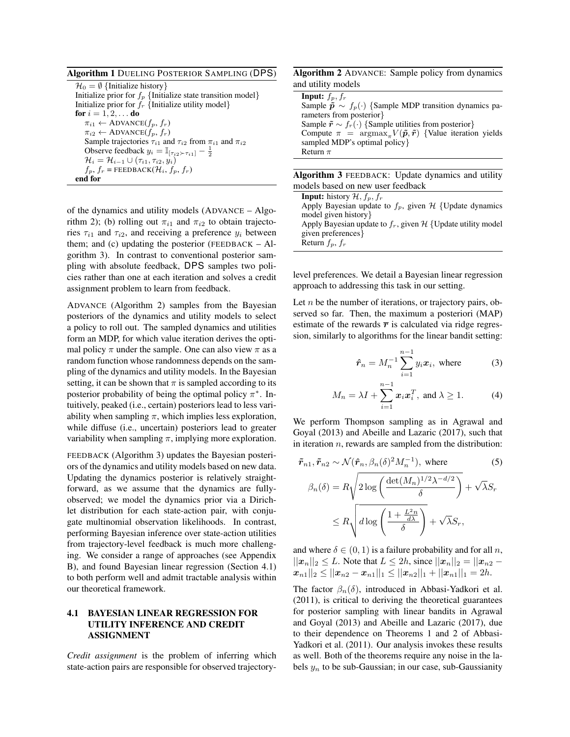**Algorithm 1** DUELING POSTERIOR SAMPLING (DPS)

```
H_0 = ∅ {Initialize history}
Initialize prior for f_p {Initialize state transition model}
Initialize prior for f_r {Initialize utility model}
for i = 1, 2, ... do
    π_i1 ← ADVANCE(f_p, f_r)
    π_i2 ← ADVANCE(f_p, f_r)
    Sample trajectories τ_i1 and τ_i2 from π_i1 and π_i2
    Observe feedback y_i = I[τ_i2 ≻ τ_i1] − 1/2
    H_i = H_{i−1} ∪ (τ_i1, τ_i2, y_i)
    f_p, f_r = FEEDBACK(H_i, f_p, f_r)
end for
```

**Algorithm 2** ADVANCE: Sample policy from dynamics and utility models

```
Input: f_p, f_r
Sample p̃ ∼ f_p(·) {Sample MDP transition dynamics parameters from posterior}
Sample r̃ ∼ f_r(·) {Sample utilities from posterior}
Compute π = argmax_π V(p̃, r̃) {Value iteration yields sampled MDP's optimal policy}
Return π
```

**Algorithm 3** FEEDBACK: Update dynamics and utility models based on new user feedback

```
Input: history H, f_p, f_r
Apply Bayesian update to f_p, given H {Update dynamics model given history}
Apply Bayesian update to f_r, given H {Update utility model given preferences}
Return f_p, f_r
```

of the dynamics and utility models (ADVANCE – Algorithm 2); (b) rolling out $\pi_{i1}$ and $\pi_{i2}$ to obtain trajectories $\tau_{i1}$ and $\tau_{i2}$, and receiving a preference $y_i$ between them; and (c) updating the posterior (FEEDBACK – Algorithm 3). In contrast to conventional posterior sampling with absolute feedback, DPS samples two policies rather than one at each iteration and solves a credit assignment problem to learn from feedback.

ADVANCE (Algorithm 2) samples from the Bayesian posteriors of the dynamics and utility models to select a policy to roll out. The sampled dynamics and utilities form an MDP, for which value iteration derives the optimal policy $\pi$ under the sample. One can also view $\pi$ as a random function whose randomness depends on the sampling of the dynamics and utility models. In the Bayesian setting, it can be shown that $\pi$ is sampled according to its posterior probability of being the optimal policy $\pi^*$. Intuitively, peaked (i.e., certain) posteriors lead to less variability when sampling $\pi$, which implies less exploration, while diffuse (i.e., uncertain) posteriors lead to greater variability when sampling $\pi$, implying more exploration.

FEEDBACK (Algorithm 3) updates the Bayesian posteriors of the dynamics and utility models based on new data. Updating the dynamics posterior is relatively straightforward, as we assume that the dynamics are fully-observed; we model the dynamics prior via a Dirichlet distribution for each state-action pair, with conjugate multinomial observation likelihoods. In contrast, performing Bayesian inference over state-action utilities from trajectory-level feedback is much more challenging. We consider a range of approaches (see Appendix B), and found Bayesian linear regression (Section 4.1) to both perform well and admit tractable analysis within our theoretical framework.

### 4.1 BAYESIAN LINEAR REGRESSION FOR UTILITY INFERENCE AND CREDIT ASSIGNMENT

*Credit assignment* is the problem of inferring which state-action pairs are responsible for observed trajectory-level preferences. We detail a Bayesian linear regression approach to addressing this task in our setting.

Let $n$ be the number of iterations, or trajectory pairs, observed so far. Then, the maximum a posteriori (MAP) estimate of the rewards $\overline{\boldsymbol{r}}$ is calculated via ridge regression, similarly to algorithms for the linear bandit setting:

$$\hat{\boldsymbol{r}}_n = M_n^{-1} \sum_{i=1}^{n-1} y_i \boldsymbol{x}_i, \text{ where} \tag{3}$$

$$M_n = \lambda I + \sum_{i=1}^{n-1} \boldsymbol{x}_i \boldsymbol{x}_i^T, \text{ and } \lambda \geq 1. \tag{4}$$

We perform Thompson sampling as in Agrawal and Goyal (2013) and Abeille and Lazaric (2017), such that in iteration $n$, rewards are sampled from the distribution:

$$\tilde{\boldsymbol{r}}_{n1}, \tilde{\boldsymbol{r}}_{n2} \sim \mathcal{N}(\hat{\boldsymbol{r}}_n, \beta_n(\delta)^2 M_n^{-1}), \text{ where} \tag{5}$$

$$\beta_n(\delta) = R\sqrt{2 \log\left(\frac{\det(M_n)^{1/2}\lambda^{-d/2}}{\delta}\right)} + \sqrt{\lambda} S_r$$

$$\leq R\sqrt{d \log\left(\frac{1 + \frac{L^2 n}{d\lambda}}{\delta}\right)} + \sqrt{\lambda} S_r,$$

and where $\delta \in (0, 1)$ is a failure probability and for all $n$, $||\boldsymbol{x}_n||_2 \leq L$. Note that $L \leq 2h$, since $||\boldsymbol{x}_n||_2 = ||\boldsymbol{x}_{n2} - \boldsymbol{x}_{n1}||_2 \leq ||\boldsymbol{x}_{n2} - \boldsymbol{x}_{n1}||_1 \leq ||\boldsymbol{x}_{n2}||_1 + ||\boldsymbol{x}_{n1}||_1 = 2h$.

The factor $\beta_n(\delta)$, introduced in Abbasi-Yadkori et al. (2011), is critical to deriving the theoretical guarantees for posterior sampling with linear bandits in Agrawal and Goyal (2013) and Abeille and Lazaric (2017), due to their dependence on Theorems 1 and 2 of Abbasi-Yadkori et al. (2011). Our analysis invokes these results as well. Both of the theorems require any noise in the labels $y_n$ to be sub-Gaussian; in our case, sub-Gaussianity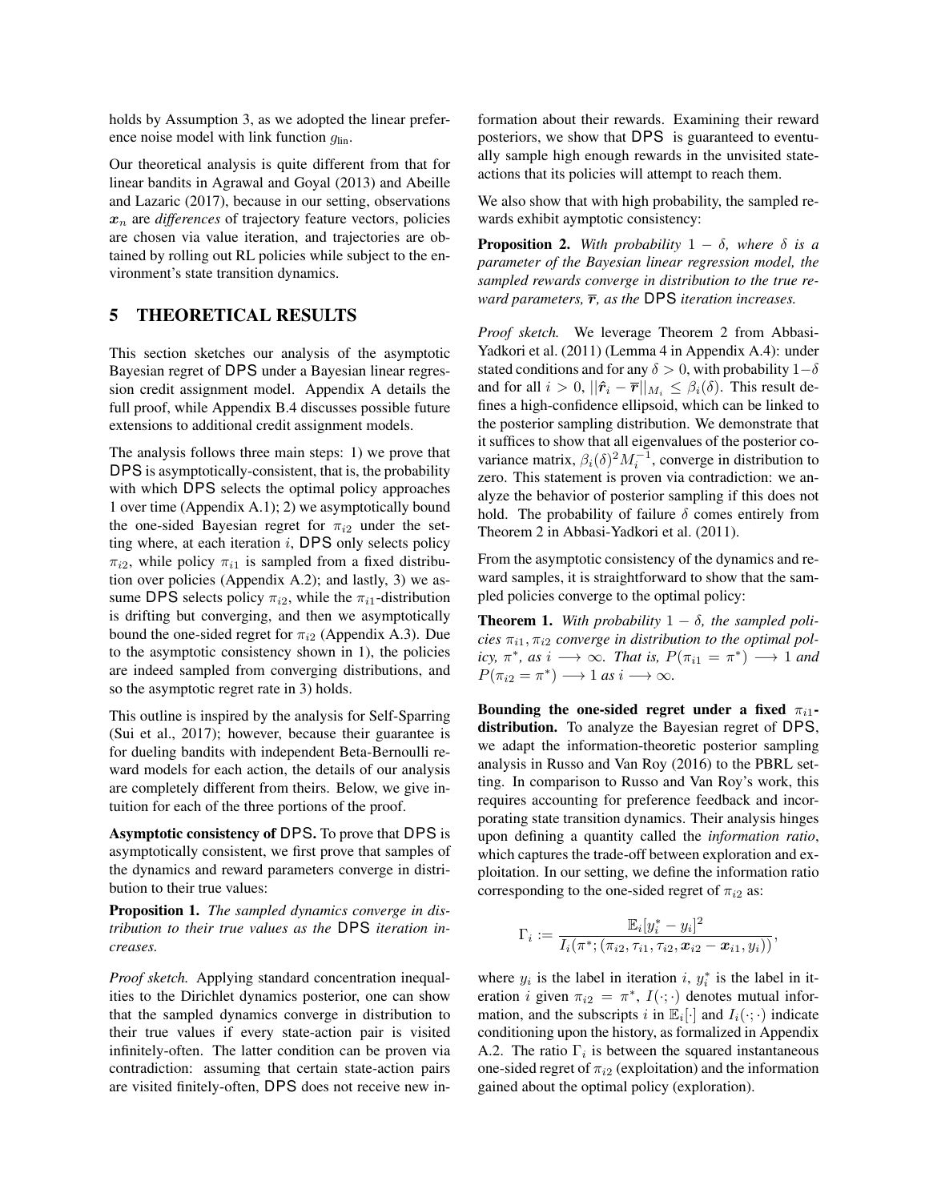holds by Assumption 3, as we adopted the linear preference noise model with link function $g_{\text{lin}}$.

Our theoretical analysis is quite different from that for linear bandits in Agrawal and Goyal (2013) and Abeille and Lazaric (2017), because in our setting, observations $\boldsymbol{x}_n$ are *differences* of trajectory feature vectors, policies are chosen via value iteration, and trajectories are obtained by rolling out RL policies while subject to the environment's state transition dynamics.

## 5 THEORETICAL RESULTS

This section sketches our analysis of the asymptotic Bayesian regret of DPS under a Bayesian linear regression credit assignment model. Appendix A details the full proof, while Appendix B.4 discusses possible future extensions to additional credit assignment models.

The analysis follows three main steps: 1) we prove that DPS is asymptotically-consistent, that is, the probability with which DPS selects the optimal policy approaches 1 over time (Appendix A.1); 2) we asymptotically bound the one-sided Bayesian regret for $\pi_{i2}$ under the setting where, at each iteration $i$, DPS only selects policy $\pi_{i2}$, while policy $\pi_{i1}$ is sampled from a fixed distribution over policies (Appendix A.2); and lastly, 3) we assume DPS selects policy $\pi_{i2}$, while the $\pi_{i1}$-distribution is drifting but converging, and then we asymptotically bound the one-sided regret for $\pi_{i2}$ (Appendix A.3). Due to the asymptotic consistency shown in 1), the policies are indeed sampled from converging distributions, and so the asymptotic regret rate in 3) holds.

This outline is inspired by the analysis for Self-Sparring (Sui et al., 2017); however, because their guarantee is for dueling bandits with independent Beta-Bernoulli reward models for each action, the details of our analysis are completely different from theirs. Below, we give intuition for each of the three portions of the proof.

**Asymptotic consistency of DPS.** To prove that DPS is asymptotically consistent, we first prove that samples of the dynamics and reward parameters converge in distribution to their true values:

**Proposition 1.** *The sampled dynamics converge in distribution to their true values as the DPS iteration increases.*

*Proof sketch.* Applying standard concentration inequalities to the Dirichlet dynamics posterior, one can show that the sampled dynamics converge in distribution to their true values if every state-action pair is visited infinitely-often. The latter condition can be proven via contradiction: assuming that certain state-action pairs are visited finitely-often, DPS does not receive new information about their rewards. Examining their reward posteriors, we show that DPS is guaranteed to eventually sample high enough rewards in the unvisited state-actions that its policies will attempt to reach them.

We also show that with high probability, the sampled rewards exhibit aymptotic consistency:

**Proposition 2.** *With probability $1 - \delta$, where $\delta$ is a parameter of the Bayesian linear regression model, the sampled rewards converge in distribution to the true reward parameters, $\overline{\boldsymbol{r}}$, as the DPS iteration increases.*

*Proof sketch.* We leverage Theorem 2 from Abbasi-Yadkori et al. (2011) (Lemma 4 in Appendix A.4): under stated conditions and for any $\delta > 0$, with probability $1-\delta$ and for all $i > 0$, $||\hat{\boldsymbol{r}}_i - \overline{\boldsymbol{r}}||_{M_i} \leq \beta_i(\delta)$. This result defines a high-confidence ellipsoid, which can be linked to the posterior sampling distribution. We demonstrate that it suffices to show that all eigenvalues of the posterior covariance matrix, $\beta_i(\delta)^2 M_i^{-1}$, converge in distribution to zero. This statement is proven via contradiction: we analyze the behavior of posterior sampling if this does not hold. The probability of failure $\delta$ comes entirely from Theorem 2 in Abbasi-Yadkori et al. (2011).

From the asymptotic consistency of the dynamics and reward samples, it is straightforward to show that the sampled policies converge to the optimal policy:

**Theorem 1.** *With probability $1 - \delta$, the sampled policies $\pi_{i1}, \pi_{i2}$ converge in distribution to the optimal policy, $\pi^*$, as $i \longrightarrow \infty$. That is, $P(\pi_{i1} = \pi^*) \longrightarrow 1$ and $P(\pi_{i2} = \pi^*) \longrightarrow 1$ as $i \longrightarrow \infty$.*

**Bounding the one-sided regret under a fixed $\pi_{i1}$-distribution.** To analyze the Bayesian regret of DPS, we adapt the information-theoretic posterior sampling analysis in Russo and Van Roy (2016) to the PBRL setting. In comparison to Russo and Van Roy's work, this requires accounting for preference feedback and incorporating state transition dynamics. Their analysis hinges upon defining a quantity called the *information ratio*, which captures the trade-off between exploration and exploitation. In our setting, we define the information ratio corresponding to the one-sided regret of $\pi_{i2}$ as:

$$\Gamma_i := \frac{\mathbb{E}_i[y_i^* - y_i]^2}{I_i(\pi^*; (\pi_{i2}, \tau_{i1}, \tau_{i2}, \boldsymbol{x}_{i2} - \boldsymbol{x}_{i1}, y_i))},$$

where $y_i$ is the label in iteration $i$, $y_i^*$ is the label in iteration $i$ given $\pi_{i2} = \pi^*$, $I(\cdot;\cdot)$ denotes mutual information, and the subscripts $i$ in $\mathbb{E}_i[\cdot]$ and $I_i(\cdot;\cdot)$ indicate conditioning upon the history, as formalized in Appendix A.2. The ratio $\Gamma_i$ is between the squared instantaneous one-sided regret of $\pi_{i2}$ (exploitation) and the information gained about the optimal policy (exploration).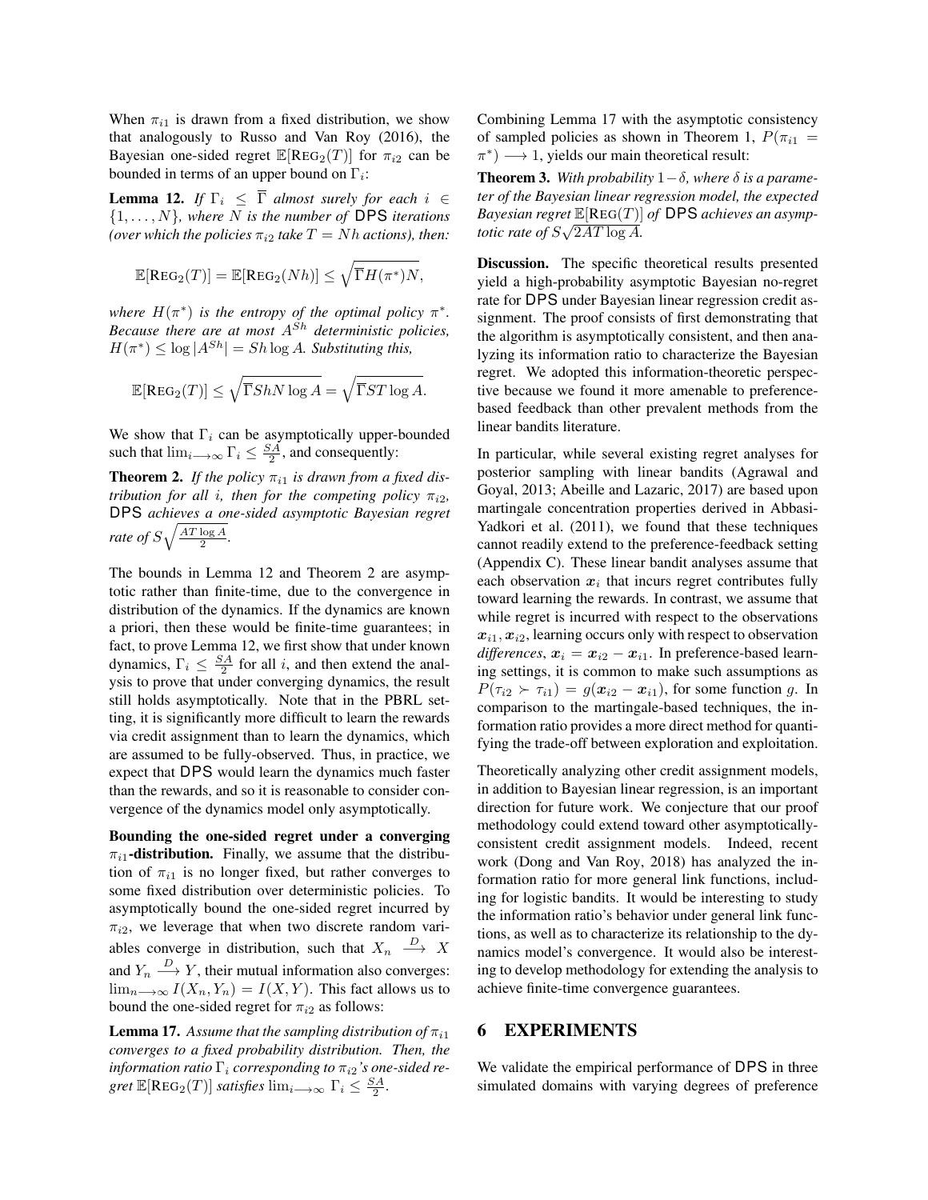When $\pi_{i1}$ is drawn from a fixed distribution, we show that analogously to Russo and Van Roy (2016), the Bayesian one-sided regret $\mathbb{E}[\text{REG}_2(T)]$ for $\pi_{i2}$ can be bounded in terms of an upper bound on $\Gamma_i$:

**Lemma 12.** *If $\Gamma_i \leq \overline{\Gamma}$ almost surely for each $i \in \{1, \dots, N\}$, where $N$ is the number of* DPS *iterations (over which the policies $\pi_{i2}$ take $T = Nh$ actions), then:*

$$\mathbb{E}[\text{REG}_2(T)] = \mathbb{E}[\text{REG}_2(Nh)] \leq \sqrt{\overline{\Gamma} H(\pi^*) N},$$

*where $H(\pi^*)$ is the entropy of the optimal policy $\pi^*$. Because there are at most $A^{Sh}$ deterministic policies, $H(\pi^*) \leq \log |A^{Sh}| = Sh \log A$. Substituting this,*

$$\mathbb{E}[\text{REG}_2(T)] \leq \sqrt{\overline{\Gamma} ShN \log A} = \sqrt{\overline{\Gamma} ST \log A}.$$

We show that $\Gamma_i$ can be asymptotically upper-bounded such that $\lim_{i \longrightarrow \infty} \Gamma_i \leq \frac{SA}{2}$, and consequently:

**Theorem 2.** *If the policy $\pi_{i1}$ is drawn from a fixed distribution for all $i$, then for the competing policy $\pi_{i2}$,* DPS *achieves a one-sided asymptotic Bayesian regret rate of $S\sqrt{\frac{AT \log A}{2}}$.*

The bounds in Lemma 12 and Theorem 2 are asymptotic rather than finite-time, due to the convergence in distribution of the dynamics. If the dynamics are known a priori, then these would be finite-time guarantees; in fact, to prove Lemma 12, we first show that under known dynamics, $\Gamma_i \leq \frac{SA}{2}$ for all $i$, and then extend the analysis to prove that under converging dynamics, the result still holds asymptotically. Note that in the PBRL setting, it is significantly more difficult to learn the rewards via credit assignment than to learn the dynamics, which are assumed to be fully-observed. Thus, in practice, we expect that DPS would learn the dynamics much faster than the rewards, and so it is reasonable to consider convergence of the dynamics model only asymptotically.

**Bounding the one-sided regret under a converging $\pi_{i1}$-distribution.** Finally, we assume that the distribution of $\pi_{i1}$ is no longer fixed, but rather converges to some fixed distribution over deterministic policies. To asymptotically bound the one-sided regret incurred by $\pi_{i2}$, we leverage that when two discrete random variables converge in distribution, such that $X_n \xrightarrow{D} X$ and $Y_n \xrightarrow{D} Y$, their mutual information also converges: $\lim_{n \longrightarrow \infty} I(X_n, Y_n) = I(X, Y)$. This fact allows us to bound the one-sided regret for $\pi_{i2}$ as follows:

**Lemma 17.** *Assume that the sampling distribution of $\pi_{i1}$ converges to a fixed probability distribution. Then, the information ratio $\Gamma_i$ corresponding to $\pi_{i2}$'s one-sided regret $\mathbb{E}[\text{REG}_2(T)]$ satisfies $\lim_{i \longrightarrow \infty} \Gamma_i \leq \frac{SA}{2}$.*

Combining Lemma 17 with the asymptotic consistency of sampled policies as shown in Theorem 1, $P(\pi_{i1} = \pi^*) \longrightarrow 1$, yields our main theoretical result:

**Theorem 3.** *With probability $1 - \delta$, where $\delta$ is a parameter of the Bayesian linear regression model, the expected Bayesian regret $\mathbb{E}[\text{REG}(T)]$ of* DPS *achieves an asymptotic rate of $S\sqrt{2AT \log A}$.*

**Discussion.** The specific theoretical results presented yield a high-probability asymptotic Bayesian no-regret rate for DPS under Bayesian linear regression credit assignment. The proof consists of first demonstrating that the algorithm is asymptotically consistent, and then analyzing its information ratio to characterize the Bayesian regret. We adopted this information-theoretic perspective because we found it more amenable to preference-based feedback than other prevalent methods from the linear bandits literature.

In particular, while several existing regret analyses for posterior sampling with linear bandits (Agrawal and Goyal, 2013; Abeille and Lazaric, 2017) are based upon martingale concentration properties derived in Abbasi-Yadkori et al. (2011), we found that these techniques cannot readily extend to the preference-feedback setting (Appendix C). These linear bandit analyses assume that each observation $\boldsymbol{x}_i$ that incurs regret contributes fully toward learning the rewards. In contrast, we assume that while regret is incurred with respect to the observations $\boldsymbol{x}_{i1}, \boldsymbol{x}_{i2}$, learning occurs only with respect to observation *differences*, $\boldsymbol{x}_i = \boldsymbol{x}_{i2} - \boldsymbol{x}_{i1}$. In preference-based learning settings, it is common to make such assumptions as $P(\tau_{i2} \succ \tau_{i1}) = g(\boldsymbol{x}_{i2} - \boldsymbol{x}_{i1})$, for some function $g$. In comparison to the martingale-based techniques, the information ratio provides a more direct method for quantifying the trade-off between exploration and exploitation.

Theoretically analyzing other credit assignment models, in addition to Bayesian linear regression, is an important direction for future work. We conjecture that our proof methodology could extend toward other asymptotically-consistent credit assignment models. Indeed, recent work (Dong and Van Roy, 2018) has analyzed the information ratio for more general link functions, including for logistic bandits. It would be interesting to study the information ratio's behavior under general link functions, as well as to characterize its relationship to the dynamics model's convergence. It would also be interesting to develop methodology for extending the analysis to achieve finite-time convergence guarantees.

## 6 EXPERIMENTS

We validate the empirical performance of DPS in three simulated domains with varying degrees of preference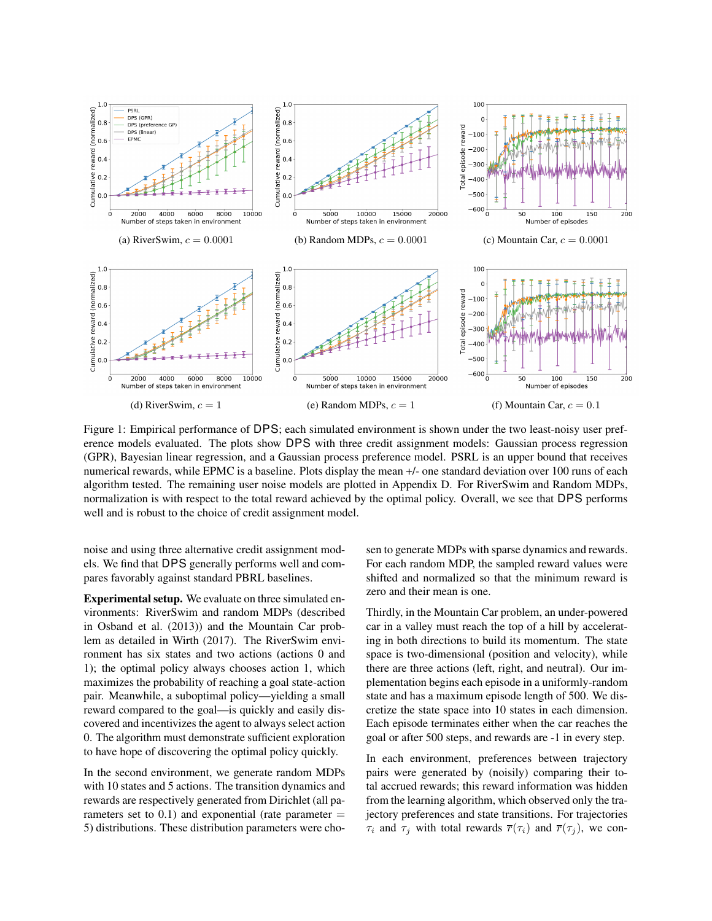(a) RiverSwim, $c = 0.0001$

(b) Random MDPs, $c = 0.0001$

(c) Mountain Car, $c = 0.0001$

(d) RiverSwim, $c = 1$

(e) Random MDPs, $c = 1$

(f) Mountain Car, $c = 0.1$

Figure 1: Empirical performance of DPS; each simulated environment is shown under the two least-noisy user preference models evaluated. The plots show DPS with three credit assignment models: Gaussian process regression (GPR), Bayesian linear regression, and a Gaussian process preference model. PSRL is an upper bound that receives numerical rewards, while EPMC is a baseline. Plots display the mean +/- one standard deviation over 100 runs of each algorithm tested. The remaining user noise models are plotted in Appendix D. For RiverSwim and Random MDPs, normalization is with respect to the total reward achieved by the optimal policy. Overall, we see that DPS performs well and is robust to the choice of credit assignment model.

noise and using three alternative credit assignment models. We find that DPS generally performs well and compares favorably against standard PBRL baselines.

**Experimental setup.** We evaluate on three simulated environments: RiverSwim and random MDPs (described in Osband et al. (2013)) and the Mountain Car problem as detailed in Wirth (2017). The RiverSwim environment has six states and two actions (actions 0 and 1); the optimal policy always chooses action 1, which maximizes the probability of reaching a goal state-action pair. Meanwhile, a suboptimal policy—yielding a small reward compared to the goal—is quickly and easily discovered and incentivizes the agent to always select action 0. The algorithm must demonstrate sufficient exploration to have hope of discovering the optimal policy quickly.

In the second environment, we generate random MDPs with 10 states and 5 actions. The transition dynamics and rewards are respectively generated from Dirichlet (all parameters set to 0.1) and exponential (rate parameter = 5) distributions. These distribution parameters were chosen to generate MDPs with sparse dynamics and rewards. For each random MDP, the sampled reward values were shifted and normalized so that the minimum reward is zero and their mean is one.

Thirdly, in the Mountain Car problem, an under-powered car in a valley must reach the top of a hill by accelerating in both directions to build its momentum. The state space is two-dimensional (position and velocity), while there are three actions (left, right, and neutral). Our implementation begins each episode in a uniformly-random state and has a maximum episode length of 500. We discretize the state space into 10 states in each dimension. Each episode terminates either when the car reaches the goal or after 500 steps, and rewards are -1 in every step.

In each environment, preferences between trajectory pairs were generated by (noisily) comparing their total accrued rewards; this reward information was hidden from the learning algorithm, which observed only the trajectory preferences and state transitions. For trajectories $\tau_i$ and $\tau_j$ with total rewards $\overline{r}(\tau_i)$ and $\overline{r}(\tau_j)$, we con-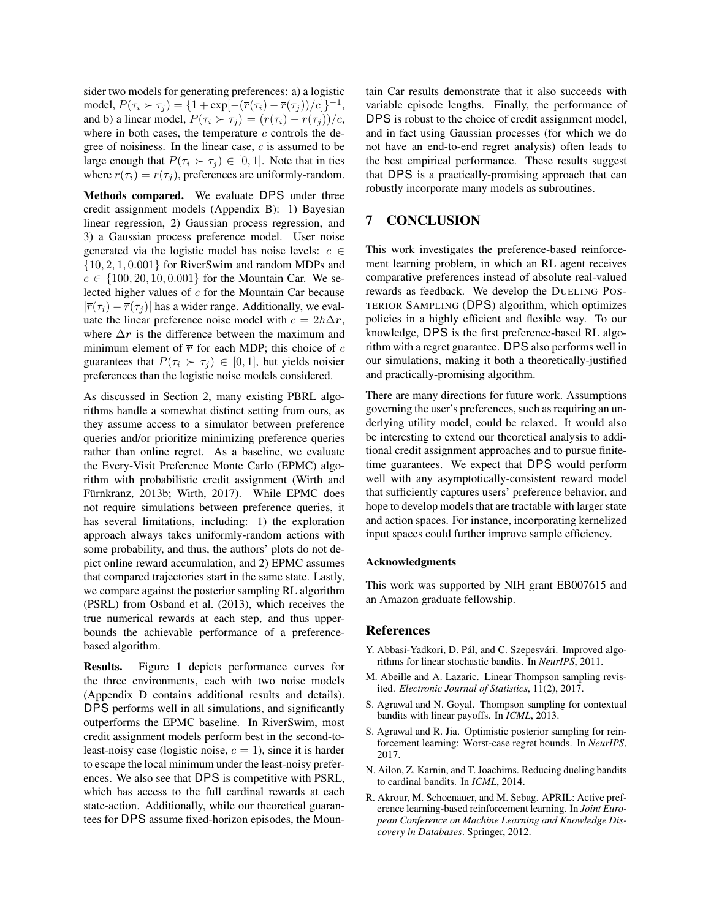sider two models for generating preferences: a) a logistic model, $P(\tau_i \succ \tau_j) = \{1 + \exp[-(\overline{r}(\tau_i) - \overline{r}(\tau_j))/c]\}^{-1}$, and b) a linear model, $P(\tau_i \succ \tau_j) = (\overline{r}(\tau_i) - \overline{r}(\tau_j))/c$, where in both cases, the temperature $c$ controls the degree of noisiness. In the linear case, $c$ is assumed to be large enough that $P(\tau_i \succ \tau_j) \in [0, 1]$. Note that in ties where $\overline{r}(\tau_i) = \overline{r}(\tau_j)$, preferences are uniformly-random.

**Methods compared.** We evaluate DPS under three credit assignment models (Appendix B): 1) Bayesian linear regression, 2) Gaussian process regression, and 3) a Gaussian process preference model. User noise generated via the logistic model has noise levels: $c \in \{10, 2, 1, 0.001\}$ for RiverSwim and random MDPs and $c \in \{100, 20, 10, 0.001\}$ for the Mountain Car. We selected higher values of $c$ for the Mountain Car because $|\overline{r}(\tau_i) - \overline{r}(\tau_j)|$ has a wider range. Additionally, we evaluate the linear preference noise model with $c = 2h\Delta\overline{\boldsymbol{r}}$, where $\Delta\overline{\boldsymbol{r}}$ is the difference between the maximum and minimum element of $\overline{\boldsymbol{r}}$ for each MDP; this choice of $c$ guarantees that $P(\tau_i \succ \tau_j) \in [0, 1]$, but yields noisier preferences than the logistic noise models considered.

As discussed in Section 2, many existing PBRL algorithms handle a somewhat distinct setting from ours, as they assume access to a simulator between preference queries and/or prioritize minimizing preference queries rather than online regret. As a baseline, we evaluate the Every-Visit Preference Monte Carlo (EPMC) algorithm with probabilistic credit assignment (Wirth and Fürnkranz, 2013b; Wirth, 2017). While EPMC does not require simulations between preference queries, it has several limitations, including: 1) the exploration approach always takes uniformly-random actions with some probability, and thus, the authors' plots do not depict online reward accumulation, and 2) EPMC assumes that compared trajectories start in the same state. Lastly, we compare against the posterior sampling RL algorithm (PSRL) from Osband et al. (2013), which receives the true numerical rewards at each step, and thus upper-bounds the achievable performance of a preference-based algorithm.

**Results.** Figure 1 depicts performance curves for the three environments, each with two noise models (Appendix D contains additional results and details). DPS performs well in all simulations, and significantly outperforms the EPMC baseline. In RiverSwim, most credit assignment models perform best in the second-to-least-noisy case (logistic noise, $c = 1$), since it is harder to escape the local minimum under the least-noisy preferences. We also see that DPS is competitive with PSRL, which has access to the full cardinal rewards at each state-action. Additionally, while our theoretical guarantees for DPS assume fixed-horizon episodes, the Mountain Car results demonstrate that it also succeeds with variable episode lengths. Finally, the performance of DPS is robust to the choice of credit assignment model, and in fact using Gaussian processes (for which we do not have an end-to-end regret analysis) often leads to the best empirical performance. These results suggest that DPS is a practically-promising approach that can robustly incorporate many models as subroutines.

# 7 CONCLUSION

This work investigates the preference-based reinforcement learning problem, in which an RL agent receives comparative preferences instead of absolute real-valued rewards as feedback. We develop the DUELING POSTERIOR SAMPLING (DPS) algorithm, which optimizes policies in a highly efficient and flexible way. To our knowledge, DPS is the first preference-based RL algorithm with a regret guarantee. DPS also performs well in our simulations, making it both a theoretically-justified and practically-promising algorithm.

There are many directions for future work. Assumptions governing the user's preferences, such as requiring an underlying utility model, could be relaxed. It would also be interesting to extend our theoretical analysis to additional credit assignment approaches and to pursue finite-time guarantees. We expect that DPS would perform well with any asymptotically-consistent reward model that sufficiently captures users' preference behavior, and hope to develop models that are tractable with larger state and action spaces. For instance, incorporating kernelized input spaces could further improve sample efficiency.

### Acknowledgments

This work was supported by NIH grant EB007615 and an Amazon graduate fellowship.

## References

Y. Abbasi-Yadkori, D. Pál, and C. Szepesvári. Improved algorithms for linear stochastic bandits. In *NeurIPS*, 2011.

M. Abeille and A. Lazaric. Linear Thompson sampling revisited. *Electronic Journal of Statistics*, 11(2), 2017.

S. Agrawal and N. Goyal. Thompson sampling for contextual bandits with linear payoffs. In *ICML*, 2013.

S. Agrawal and R. Jia. Optimistic posterior sampling for reinforcement learning: Worst-case regret bounds. In *NeurIPS*, 2017.

N. Ailon, Z. Karnin, and T. Joachims. Reducing dueling bandits to cardinal bandits. In *ICML*, 2014.

R. Akrour, M. Schoenauer, and M. Sebag. APRIL: Active preference learning-based reinforcement learning. In *Joint European Conference on Machine Learning and Knowledge Discovery in Databases*. Springer, 2012.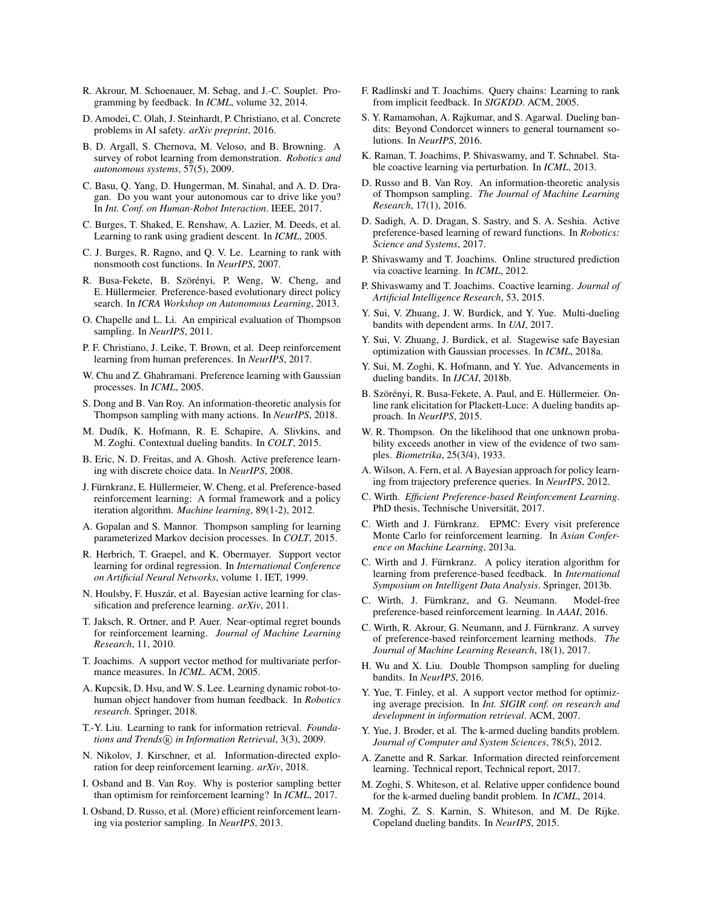R. Akrour, M. Schoenauer, M. Sebag, and J.-C. Souplet. Programming by feedback. In *ICML*, volume 32, 2014.

D. Amodei, C. Olah, J. Steinhardt, P. Christiano, et al. Concrete problems in AI safety. *arXiv preprint*, 2016.

B. D. Argall, S. Chernova, M. Veloso, and B. Browning. A survey of robot learning from demonstration. *Robotics and autonomous systems*, 57(5), 2009.

C. Basu, Q. Yang, D. Hungerman, M. Sinahal, and A. D. Dragan. Do you want your autonomous car to drive like you? In *Int. Conf. on Human-Robot Interaction*. IEEE, 2017.

C. Burges, T. Shaked, E. Renshaw, A. Lazier, M. Deeds, et al. Learning to rank using gradient descent. In *ICML*, 2005.

C. J. Burges, R. Ragno, and Q. V. Le. Learning to rank with nonsmooth cost functions. In *NeurIPS*, 2007.

R. Busa-Fekete, B. Szörényi, P. Weng, W. Cheng, and E. Hüllermeier. Preference-based evolutionary direct policy search. In *ICRA Workshop on Autonomous Learning*, 2013.

O. Chapelle and L. Li. An empirical evaluation of Thompson sampling. In *NeurIPS*, 2011.

P. F. Christiano, J. Leike, T. Brown, et al. Deep reinforcement learning from human preferences. In *NeurIPS*, 2017.

W. Chu and Z. Ghahramani. Preference learning with Gaussian processes. In *ICML*, 2005.

S. Dong and B. Van Roy. An information-theoretic analysis for Thompson sampling with many actions. In *NeurIPS*, 2018.

M. Dudík, K. Hofmann, R. E. Schapire, A. Slivkins, and M. Zoghi. Contextual dueling bandits. In *COLT*, 2015.

B. Eric, N. D. Freitas, and A. Ghosh. Active preference learning with discrete choice data. In *NeurIPS*, 2008.

J. Fürnkranz, E. Hüllermeier, W. Cheng, et al. Preference-based reinforcement learning: A formal framework and a policy iteration algorithm. *Machine learning*, 89(1-2), 2012.

A. Gopalan and S. Mannor. Thompson sampling for learning parameterized Markov decision processes. In *COLT*, 2015.

R. Herbrich, T. Graepel, and K. Obermayer. Support vector learning for ordinal regression. In *International Conference on Artificial Neural Networks*, volume 1. IET, 1999.

N. Houlsby, F. Huszár, et al. Bayesian active learning for classification and preference learning. *arXiv*, 2011.

T. Jaksch, R. Ortner, and P. Auer. Near-optimal regret bounds for reinforcement learning. *Journal of Machine Learning Research*, 11, 2010.

T. Joachims. A support vector method for multivariate performance measures. In *ICML*. ACM, 2005.

A. Kupcsik, D. Hsu, and W. S. Lee. Learning dynamic robot-to-human object handover from human feedback. In *Robotics research*. Springer, 2018.

T.-Y. Liu. Learning to rank for information retrieval. *Foundations and Trends® in Information Retrieval*, 3(3), 2009.

N. Nikolov, J. Kirschner, et al. Information-directed exploration for deep reinforcement learning. *arXiv*, 2018.

I. Osband and B. Van Roy. Why is posterior sampling better than optimism for reinforcement learning? In *ICML*, 2017.

I. Osband, D. Russo, et al. (More) efficient reinforcement learning via posterior sampling. In *NeurIPS*, 2013.

F. Radlinski and T. Joachims. Query chains: Learning to rank from implicit feedback. In *SIGKDD*. ACM, 2005.

S. Y. Ramamohan, A. Rajkumar, and S. Agarwal. Dueling bandits: Beyond Condorcet winners to general tournament solutions. In *NeurIPS*, 2016.

K. Raman, T. Joachims, P. Shivaswamy, and T. Schnabel. Stable coactive learning via perturbation. In *ICML*, 2013.

D. Russo and B. Van Roy. An information-theoretic analysis of Thompson sampling. *The Journal of Machine Learning Research*, 17(1), 2016.

D. Sadigh, A. D. Dragan, S. Sastry, and S. A. Seshia. Active preference-based learning of reward functions. In *Robotics: Science and Systems*, 2017.

P. Shivaswamy and T. Joachims. Online structured prediction via coactive learning. In *ICML*, 2012.

P. Shivaswamy and T. Joachims. Coactive learning. *Journal of Artificial Intelligence Research*, 53, 2015.

Y. Sui, V. Zhuang, J. W. Burdick, and Y. Yue. Multi-dueling bandits with dependent arms. In *UAI*, 2017.

Y. Sui, V. Zhuang, J. Burdick, et al. Stagewise safe Bayesian optimization with Gaussian processes. In *ICML*, 2018a.

Y. Sui, M. Zoghi, K. Hofmann, and Y. Yue. Advancements in dueling bandits. In *IJCAI*, 2018b.

B. Szörényi, R. Busa-Fekete, A. Paul, and E. Hüllermeier. Online rank elicitation for Plackett-Luce: A dueling bandits approach. In *NeurIPS*, 2015.

W. R. Thompson. On the likelihood that one unknown probability exceeds another in view of the evidence of two samples. *Biometrika*, 25(3/4), 1933.

A. Wilson, A. Fern, et al. A Bayesian approach for policy learning from trajectory preference queries. In *NeurIPS*, 2012.

C. Wirth. *Efficient Preference-based Reinforcement Learning*. PhD thesis, Technische Universität, 2017.

C. Wirth and J. Fürnkranz. EPMC: Every visit preference Monte Carlo for reinforcement learning. In *Asian Conference on Machine Learning*, 2013a.

C. Wirth and J. Fürnkranz. A policy iteration algorithm for learning from preference-based feedback. In *International Symposium on Intelligent Data Analysis*. Springer, 2013b.

C. Wirth, J. Fürnkranz, and G. Neumann. Model-free preference-based reinforcement learning. In *AAAI*, 2016.

C. Wirth, R. Akrour, G. Neumann, and J. Fürnkranz. A survey of preference-based reinforcement learning methods. *The Journal of Machine Learning Research*, 18(1), 2017.

H. Wu and X. Liu. Double Thompson sampling for dueling bandits. In *NeurIPS*, 2016.

Y. Yue, T. Finley, et al. A support vector method for optimizing average precision. In *Int. SIGIR conf. on research and development in information retrieval*. ACM, 2007.

Y. Yue, J. Broder, et al. The k-armed dueling bandits problem. *Journal of Computer and System Sciences*, 78(5), 2012.

A. Zanette and R. Sarkar. Information directed reinforcement learning. Technical report, Technical report, 2017.

M. Zoghi, S. Whiteson, et al. Relative upper confidence bound for the k-armed dueling bandit problem. In *ICML*, 2014.

M. Zoghi, Z. S. Karnin, S. Whiteson, and M. De Rijke. Copeland dueling bandits. In *NeurIPS*, 2015.